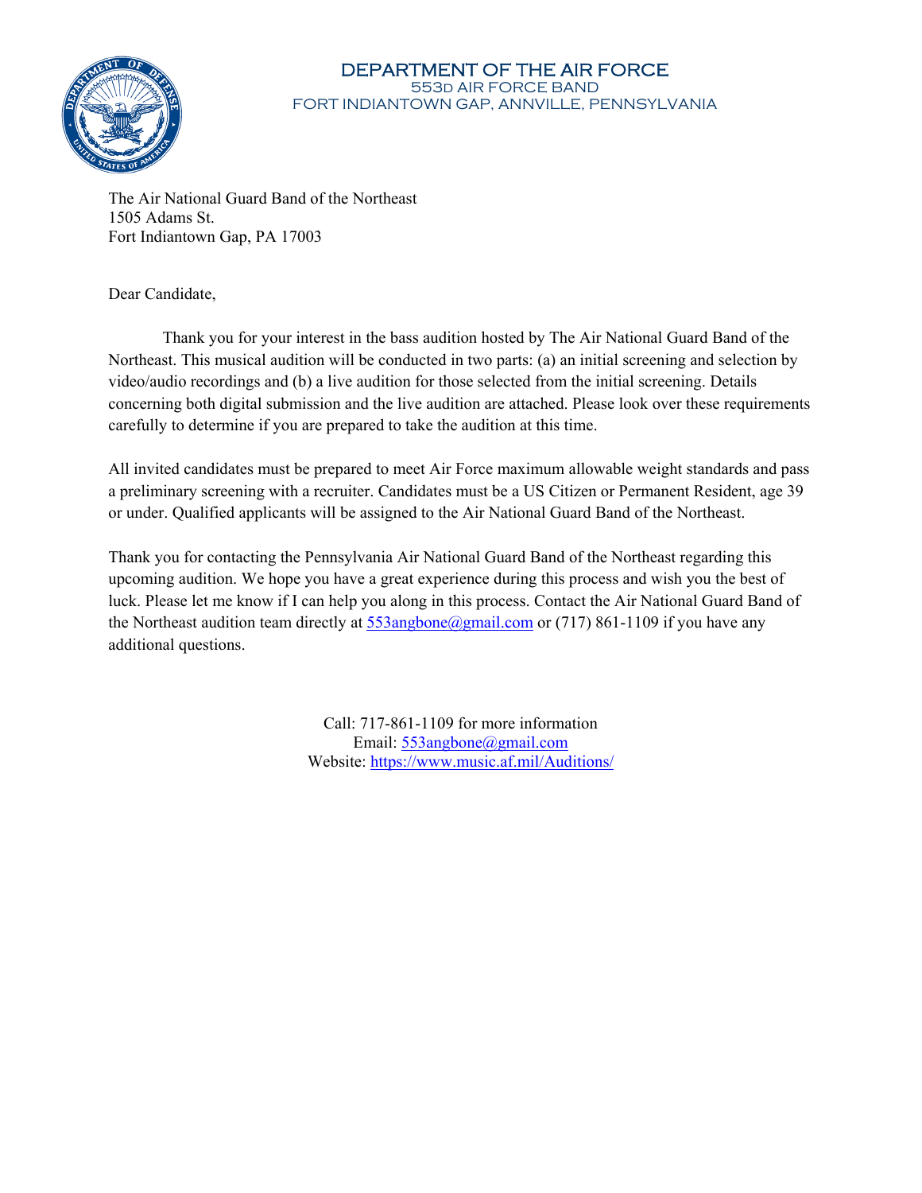# DEPARTMENT OF THE AIR FORCE
553D AIR FORCE BAND
FORT INDIANTOWN GAP, ANNVILLE, PENNSYLVANIA

The Air National Guard Band of the Northeast
1505 Adams St.
Fort Indiantown Gap, PA 17003

Dear Candidate,

Thank you for your interest in the bass audition hosted by The Air National Guard Band of the Northeast. This musical audition will be conducted in two parts: (a) an initial screening and selection by video/audio recordings and (b) a live audition for those selected from the initial screening. Details concerning both digital submission and the live audition are attached. Please look over these requirements carefully to determine if you are prepared to take the audition at this time.

All invited candidates must be prepared to meet Air Force maximum allowable weight standards and pass a preliminary screening with a recruiter. Candidates must be a US Citizen or Permanent Resident, age 39 or under. Qualified applicants will be assigned to the Air National Guard Band of the Northeast.

Thank you for contacting the Pennsylvania Air National Guard Band of the Northeast regarding this upcoming audition. We hope you have a great experience during this process and wish you the best of luck. Please let me know if I can help you along in this process. Contact the Air National Guard Band of the Northeast audition team directly at 553angbone@gmail.com or (717) 861-1109 if you have any additional questions.

Call: 717-861-1109 for more information
Email: 553angbone@gmail.com
Website: https://www.music.af.mil/Auditions/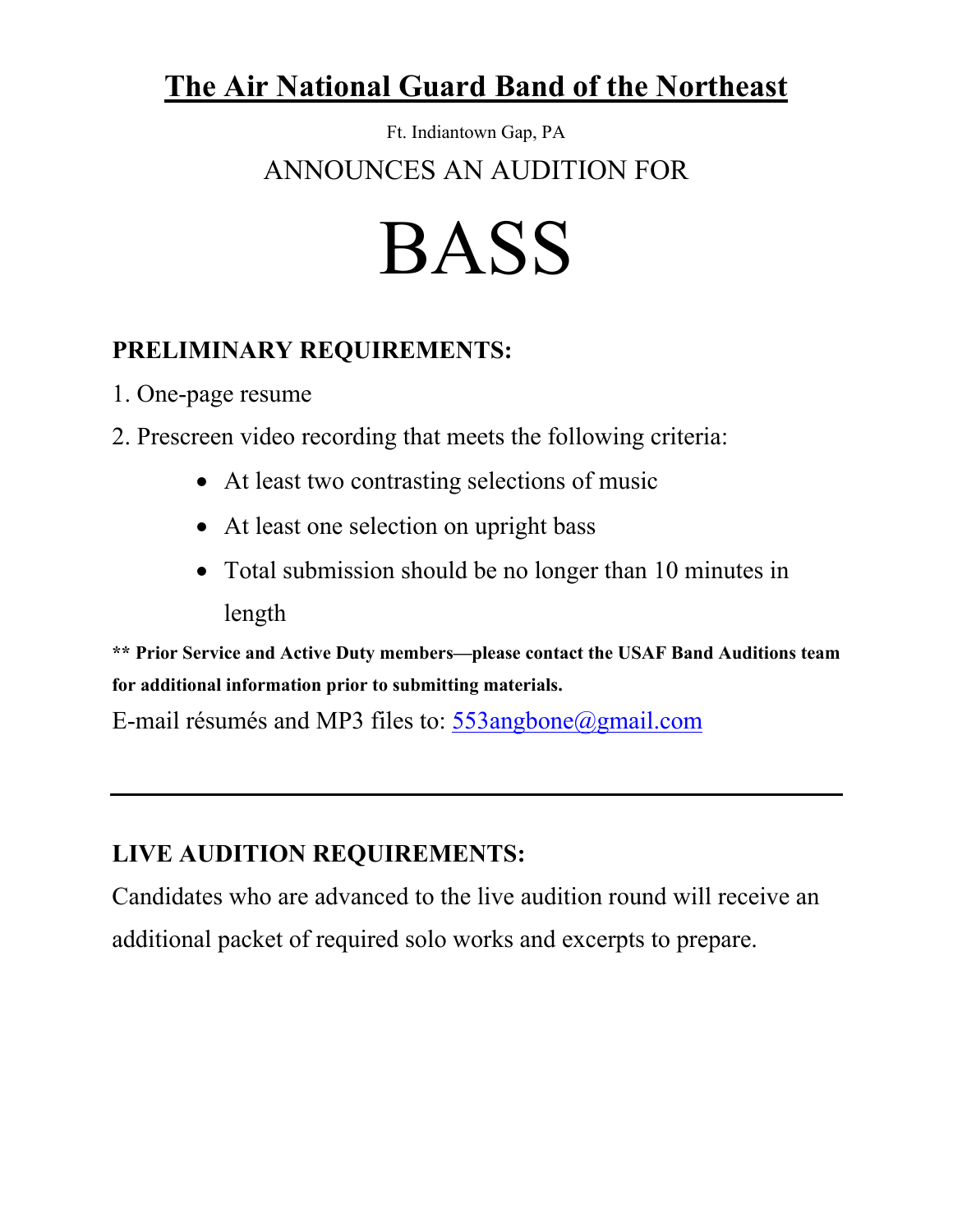# The Air National Guard Band of the Northeast

Ft. Indiantown Gap, PA

ANNOUNCES AN AUDITION FOR

# BASS

## PRELIMINARY REQUIREMENTS:

1. One-page resume
2. Prescreen video recording that meets the following criteria:
   - At least two contrasting selections of music
   - At least one selection on upright bass
   - Total submission should be no longer than 10 minutes in length

**** Prior Service and Active Duty members—please contact the USAF Band Auditions team for additional information prior to submitting materials.**

E-mail résumés and MP3 files to: 553angbone@gmail.com

---

## LIVE AUDITION REQUIREMENTS:

Candidates who are advanced to the live audition round will receive an additional packet of required solo works and excerpts to prepare.